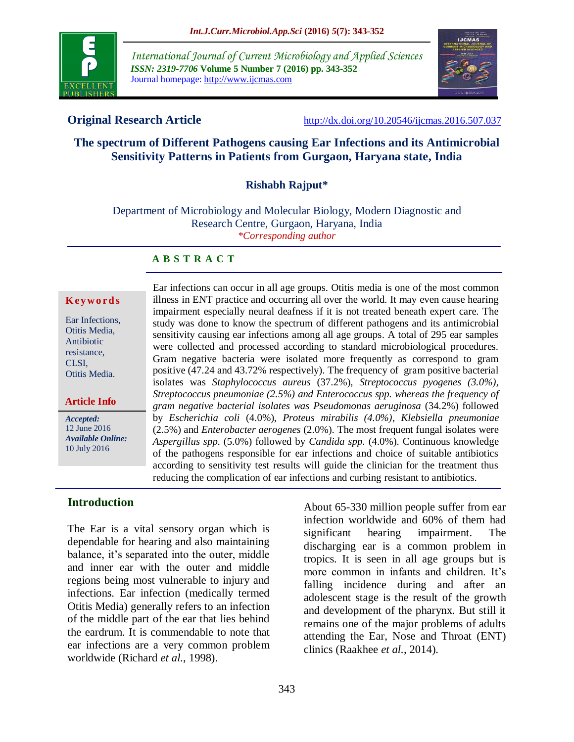International Journal of Current Microbiology and Applied Sciences
*ISSN: 2319-7706* **Volume 5 Number 7 (2016) pp. 343-352**
Journal homepage: http://www.ijcmas.com

**Original Research Article** http://dx.doi.org/10.20546/ijcmas.2016.507.037

# The spectrum of Different Pathogens causing Ear Infections and its Antimicrobial Sensitivity Patterns in Patients from Gurgaon, Haryana state, India

**Rishabh Rajput***

Department of Microbiology and Molecular Biology, Modern Diagnostic and Research Centre, Gurgaon, Haryana, India
*\*Corresponding author*

**Keywords**

Ear Infections, Otitis Media, Antibiotic resistance, CLSI, Otitis Media.

**Article Info**

***Accepted:*** 12 June 2016
***Available Online:*** 10 July 2016

## ABSTRACT

Ear infections can occur in all age groups. Otitis media is one of the most common illness in ENT practice and occurring all over the world. It may even cause hearing impairment especially neural deafness if it is not treated beneath expert care. The study was done to know the spectrum of different pathogens and its antimicrobial sensitivity causing ear infections among all age groups. A total of 295 ear samples were collected and processed according to standard microbiological procedures. Gram negative bacteria were isolated more frequently as correspond to gram positive (47.24 and 43.72% respectively). The frequency of gram positive bacterial isolates was *Staphylococcus aureus* (37.2%), *Streptococcus pyogenes (3.0%), Streptococcus pneumoniae (2.5%) and Enterococcus spp. whereas the frequency of gram negative bacterial isolates was Pseudomonas aeruginosa* (34.2%) followed by *Escherichia coli* (4.0%), *Proteus mirabilis (4.0%)*, *Klebsiella pneumoniae* (2.5%) and *Enterobacter aerogenes* (2.0%). The most frequent fungal isolates were *Aspergillus spp.* (5.0%) followed by *Candida spp.* (4.0%). Continuous knowledge of the pathogens responsible for ear infections and choice of suitable antibiotics according to sensitivity test results will guide the clinician for the treatment thus reducing the complication of ear infections and curbing resistant to antibiotics.

## Introduction

The Ear is a vital sensory organ which is dependable for hearing and also maintaining balance, it's separated into the outer, middle and inner ear with the outer and middle regions being most vulnerable to injury and infections. Ear infection (medically termed Otitis Media) generally refers to an infection of the middle part of the ear that lies behind the eardrum. It is commendable to note that ear infections are a very common problem worldwide (Richard *et al.*, 1998).

About 65-330 million people suffer from ear infection worldwide and 60% of them had significant hearing impairment. The discharging ear is a common problem in tropics. It is seen in all age groups but is more common in infants and children. It's falling incidence during and after an adolescent stage is the result of the growth and development of the pharynx. But still it remains one of the major problems of adults attending the Ear, Nose and Throat (ENT) clinics (Raakhee *et al.*, 2014).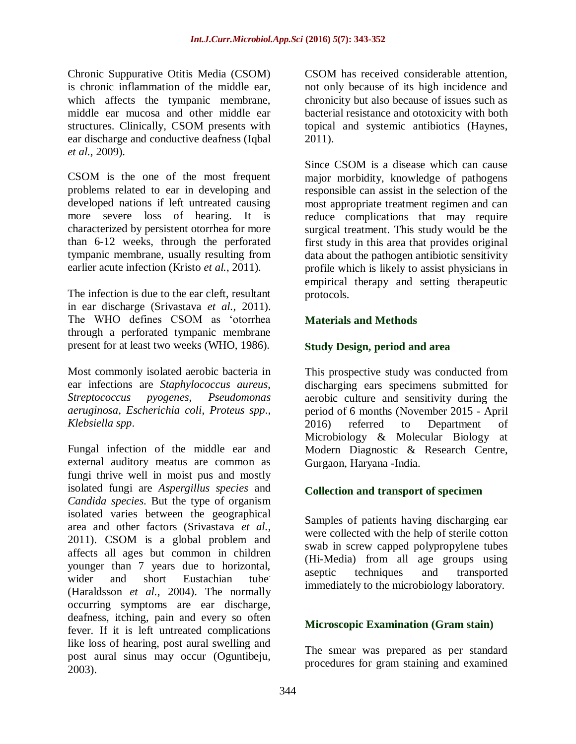Chronic Suppurative Otitis Media (CSOM) is chronic inflammation of the middle ear, which affects the tympanic membrane, middle ear mucosa and other middle ear structures. Clinically, CSOM presents with ear discharge and conductive deafness (Iqbal *et al.*, 2009).

CSOM is the one of the most frequent problems related to ear in developing and developed nations if left untreated causing more severe loss of hearing. It is characterized by persistent otorrhea for more than 6-12 weeks, through the perforated tympanic membrane, usually resulting from earlier acute infection (Kristo *et al.*, 2011).

The infection is due to the ear cleft, resultant in ear discharge (Srivastava *et al.*, 2011). The WHO defines CSOM as 'otorrhea through a perforated tympanic membrane present for at least two weeks (WHO, 1986).

Most commonly isolated aerobic bacteria in ear infections are *Staphylococcus aureus*, *Streptococcus pyogenes*, *Pseudomonas aeruginosa*, *Escherichia coli*, *Proteus spp*., *Klebsiella spp*.

Fungal infection of the middle ear and external auditory meatus are common as fungi thrive well in moist pus and mostly isolated fungi are *Aspergillus species* and *Candida species*. But the type of organism isolated varies between the geographical area and other factors (Srivastava *et al.*, 2011). CSOM is a global problem and affects all ages but common in children younger than 7 years due to horizontal, wider and short Eustachian tube. (Haraldsson *et al.*, 2004). The normally occurring symptoms are ear discharge, deafness, itching, pain and every so often fever. If it is left untreated complications like loss of hearing, post aural swelling and post aural sinus may occur (Oguntibeju, 2003).

CSOM has received considerable attention, not only because of its high incidence and chronicity but also because of issues such as bacterial resistance and ototoxicity with both topical and systemic antibiotics (Haynes, 2011).

Since CSOM is a disease which can cause major morbidity, knowledge of pathogens responsible can assist in the selection of the most appropriate treatment regimen and can reduce complications that may require surgical treatment. This study would be the first study in this area that provides original data about the pathogen antibiotic sensitivity profile which is likely to assist physicians in empirical therapy and setting therapeutic protocols.

## Materials and Methods

### Study Design, period and area

This prospective study was conducted from discharging ears specimens submitted for aerobic culture and sensitivity during the period of 6 months (November 2015 - April 2016) referred to Department of Microbiology & Molecular Biology at Modern Diagnostic & Research Centre, Gurgaon, Haryana -India.

### Collection and transport of specimen

Samples of patients having discharging ear were collected with the help of sterile cotton swab in screw capped polypropylene tubes (Hi-Media) from all age groups using aseptic techniques and transported immediately to the microbiology laboratory.

### Microscopic Examination (Gram stain)

The smear was prepared as per standard procedures for gram staining and examined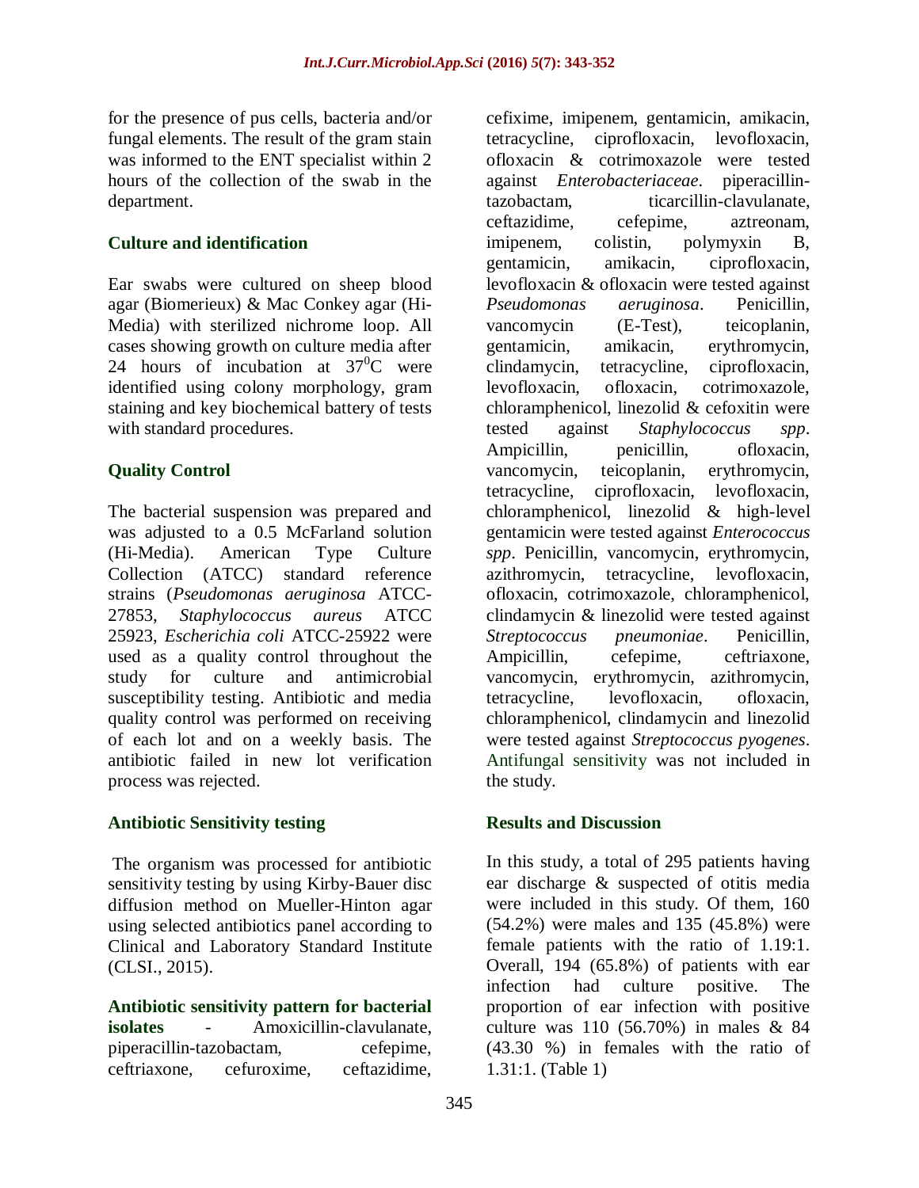for the presence of pus cells, bacteria and/or fungal elements. The result of the gram stain was informed to the ENT specialist within 2 hours of the collection of the swab in the department.

### Culture and identification

Ear swabs were cultured on sheep blood agar (Biomerieux) & Mac Conkey agar (Hi-Media) with sterilized nichrome loop. All cases showing growth on culture media after 24 hours of incubation at $37^0$C were identified using colony morphology, gram staining and key biochemical battery of tests with standard procedures.

### Quality Control

The bacterial suspension was prepared and was adjusted to a 0.5 McFarland solution (Hi-Media). American Type Culture Collection (ATCC) standard reference strains (*Pseudomonas aeruginosa* ATCC-27853, *Staphylococcus aureus* ATCC 25923, *Escherichia coli* ATCC-25922 were used as a quality control throughout the study for culture and antimicrobial susceptibility testing. Antibiotic and media quality control was performed on receiving of each lot and on a weekly basis. The antibiotic failed in new lot verification process was rejected.

### Antibiotic Sensitivity testing

The organism was processed for antibiotic sensitivity testing by using Kirby-Bauer disc diffusion method on Mueller-Hinton agar using selected antibiotics panel according to Clinical and Laboratory Standard Institute (CLSI., 2015).

**Antibiotic sensitivity pattern for bacterial isolates** - Amoxicillin-clavulanate, piperacillin-tazobactam, cefepime, ceftriaxone, cefuroxime, ceftazidime, cefixime, imipenem, gentamicin, amikacin, tetracycline, ciprofloxacin, levofloxacin, ofloxacin & cotrimoxazole were tested against *Enterobacteriaceae*. piperacillin-tazobactam, ticarcillin-clavulanate, ceftazidime, cefepime, aztreonam, imipenem, colistin, polymyxin B, gentamicin, amikacin, ciprofloxacin, levofloxacin & ofloxacin were tested against *Pseudomonas aeruginosa*. Penicillin, vancomycin (E-Test), teicoplanin, gentamicin, amikacin, erythromycin, clindamycin, tetracycline, ciprofloxacin, levofloxacin, ofloxacin, cotrimoxazole, chloramphenicol, linezolid & cefoxitin were tested against *Staphylococcus spp*. Ampicillin, penicillin, ofloxacin, vancomycin, teicoplanin, erythromycin, tetracycline, ciprofloxacin, levofloxacin, chloramphenicol, linezolid & high-level gentamicin were tested against *Enterococcus spp*. Penicillin, vancomycin, erythromycin, azithromycin, tetracycline, levofloxacin, ofloxacin, cotrimoxazole, chloramphenicol, clindamycin & linezolid were tested against *Streptococcus pneumoniae*. Penicillin, Ampicillin, cefepime, ceftriaxone, vancomycin, erythromycin, azithromycin, tetracycline, levofloxacin, ofloxacin, chloramphenicol, clindamycin and linezolid were tested against *Streptococcus pyogenes*. Antifungal sensitivity was not included in the study.

### Results and Discussion

In this study, a total of 295 patients having ear discharge & suspected of otitis media were included in this study. Of them, 160 (54.2%) were males and 135 (45.8%) were female patients with the ratio of 1.19:1. Overall, 194 (65.8%) of patients with ear infection had culture positive. The proportion of ear infection with positive culture was 110 (56.70%) in males & 84 (43.30 %) in females with the ratio of 1.31:1. (Table 1)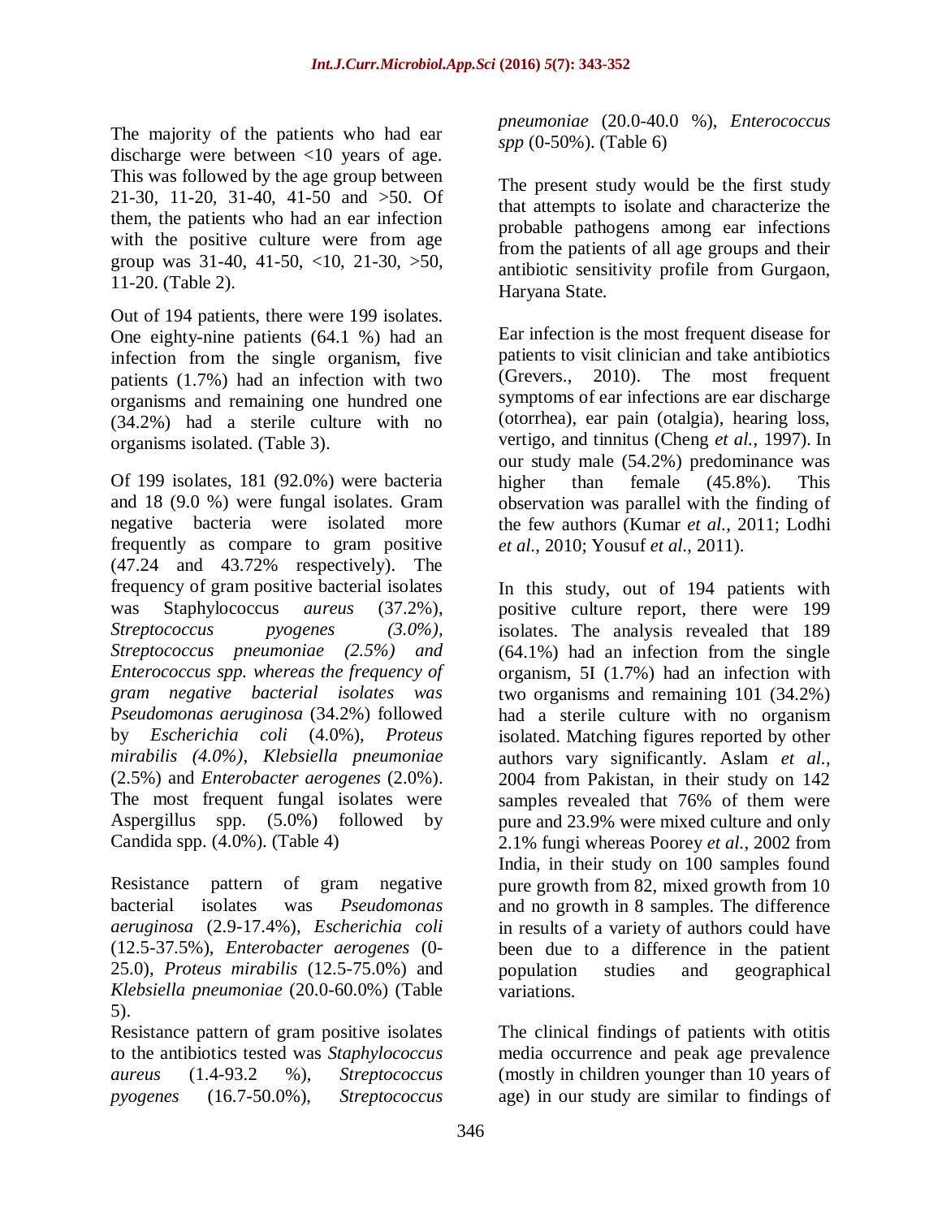The majority of the patients who had ear discharge were between <10 years of age. This was followed by the age group between 21-30, 11-20, 31-40, 41-50 and >50. Of them, the patients who had an ear infection with the positive culture were from age group was 31-40, 41-50, <10, 21-30, >50, 11-20. (Table 2).

Out of 194 patients, there were 199 isolates. One eighty-nine patients (64.1 %) had an infection from the single organism, five patients (1.7%) had an infection with two organisms and remaining one hundred one (34.2%) had a sterile culture with no organisms isolated. (Table 3).

Of 199 isolates, 181 (92.0%) were bacteria and 18 (9.0 %) were fungal isolates. Gram negative bacteria were isolated more frequently as compare to gram positive (47.24 and 43.72% respectively). The frequency of gram positive bacterial isolates was Staphylococcus *aureus* (37.2%), *Streptococcus pyogenes (3.0%), Streptococcus pneumoniae (2.5%) and Enterococcus spp. whereas the frequency of gram negative bacterial isolates was Pseudomonas aeruginosa* (34.2%) followed by *Escherichia coli* (4.0%), *Proteus mirabilis (4.0%), Klebsiella pneumoniae* (2.5%) and *Enterobacter aerogenes* (2.0%). The most frequent fungal isolates were Aspergillus spp. (5.0%) followed by Candida spp. (4.0%). (Table 4)

Resistance pattern of gram negative bacterial isolates was *Pseudomonas aeruginosa* (2.9-17.4%), *Escherichia coli* (12.5-37.5%), *Enterobacter aerogenes* (0-25.0), *Proteus mirabilis* (12.5-75.0%) and *Klebsiella pneumoniae* (20.0-60.0%) (Table 5).

Resistance pattern of gram positive isolates to the antibiotics tested was *Staphylococcus aureus* (1.4-93.2 %), *Streptococcus pyogenes* (16.7-50.0%), *Streptococcus pneumoniae* (20.0-40.0 %), *Enterococcus spp* (0-50%). (Table 6)

The present study would be the first study that attempts to isolate and characterize the probable pathogens among ear infections from the patients of all age groups and their antibiotic sensitivity profile from Gurgaon, Haryana State.

Ear infection is the most frequent disease for patients to visit clinician and take antibiotics (Grevers., 2010). The most frequent symptoms of ear infections are ear discharge (otorrhea), ear pain (otalgia), hearing loss, vertigo, and tinnitus (Cheng *et al.*, 1997). In our study male (54.2%) predominance was higher than female (45.8%). This observation was parallel with the finding of the few authors (Kumar *et al.*, 2011; Lodhi *et al.*, 2010; Yousuf *et al.*, 2011).

In this study, out of 194 patients with positive culture report, there were 199 isolates. The analysis revealed that 189 (64.1%) had an infection from the single organism, 5I (1.7%) had an infection with two organisms and remaining 101 (34.2%) had a sterile culture with no organism isolated. Matching figures reported by other authors vary significantly. Aslam *et al.*, 2004 from Pakistan, in their study on 142 samples revealed that 76% of them were pure and 23.9% were mixed culture and only 2.1% fungi whereas Poorey *et al.*, 2002 from India, in their study on 100 samples found pure growth from 82, mixed growth from 10 and no growth in 8 samples. The difference in results of a variety of authors could have been due to a difference in the patient population studies and geographical variations.

The clinical findings of patients with otitis media occurrence and peak age prevalence (mostly in children younger than 10 years of age) in our study are similar to findings of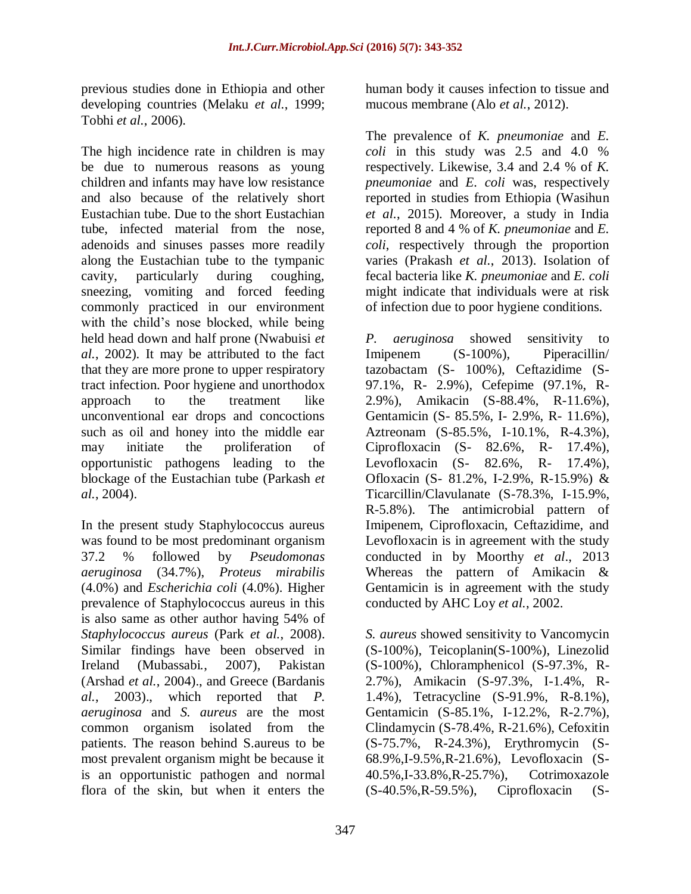previous studies done in Ethiopia and other developing countries (Melaku *et al.*, 1999; Tobhi *et al.*, 2006).

The high incidence rate in children is may be due to numerous reasons as young children and infants may have low resistance and also because of the relatively short Eustachian tube. Due to the short Eustachian tube, infected material from the nose, adenoids and sinuses passes more readily along the Eustachian tube to the tympanic cavity, particularly during coughing, sneezing, vomiting and forced feeding commonly practiced in our environment with the child's nose blocked, while being held head down and half prone (Nwabuisi *et al.*, 2002). It may be attributed to the fact that they are more prone to upper respiratory tract infection. Poor hygiene and unorthodox approach to the treatment like unconventional ear drops and concoctions such as oil and honey into the middle ear may initiate the proliferation of opportunistic pathogens leading to the blockage of the Eustachian tube (Parkash *et al.*, 2004).

In the present study Staphylococcus aureus was found to be most predominant organism 37.2 % followed by *Pseudomonas aeruginosa* (34.7%), *Proteus mirabilis* (4.0%) and *Escherichia coli* (4.0%). Higher prevalence of Staphylococcus aureus in this is also same as other author having 54% of *Staphylococcus aureus* (Park *et al.*, 2008). Similar findings have been observed in Ireland (Mubassabi., 2007), Pakistan (Arshad *et al.*, 2004)., and Greece (Bardanis *al.*, 2003)., which reported that *P. aeruginosa* and *S. aureus* are the most common organism isolated from the patients. The reason behind S.aureus to be most prevalent organism might be because it is an opportunistic pathogen and normal flora of the skin, but when it enters the human body it causes infection to tissue and mucous membrane (Alo *et al.*, 2012).

The prevalence of *K. pneumoniae* and *E. coli* in this study was 2.5 and 4.0 % respectively. Likewise, 3.4 and 2.4 % of *K. pneumoniae* and *E. coli* was, respectively reported in studies from Ethiopia (Wasihun *et al.*, 2015). Moreover, a study in India reported 8 and 4 % of *K. pneumoniae* and *E. coli*, respectively through the proportion varies (Prakash *et al.*, 2013). Isolation of fecal bacteria like *K. pneumoniae* and *E. coli* might indicate that individuals were at risk of infection due to poor hygiene conditions.

*P. aeruginosa* showed sensitivity to Imipenem (S-100%), Piperacillin/ tazobactam (S- 100%), Ceftazidime (S-97.1%, R- 2.9%), Cefepime (97.1%, R-2.9%), Amikacin (S-88.4%, R-11.6%), Gentamicin (S- 85.5%, I- 2.9%, R- 11.6%), Aztreonam (S-85.5%, I-10.1%, R-4.3%), Ciprofloxacin (S- 82.6%, R- 17.4%), Levofloxacin (S- 82.6%, R- 17.4%), Ofloxacin (S- 81.2%, I-2.9%, R-15.9%) & Ticarcillin/Clavulanate (S-78.3%, I-15.9%, R-5.8%). The antimicrobial pattern of Imipenem, Ciprofloxacin, Ceftazidime, and Levofloxacin is in agreement with the study conducted in by Moorthy *et al*., 2013 Whereas the pattern of Amikacin & Gentamicin is in agreement with the study conducted by AHC Loy *et al.*, 2002.

*S. aureus* showed sensitivity to Vancomycin (S-100%), Teicoplanin(S-100%), Linezolid (S-100%), Chloramphenicol (S-97.3%, R-2.7%), Amikacin (S-97.3%, I-1.4%, R-1.4%), Tetracycline (S-91.9%, R-8.1%), Gentamicin (S-85.1%, I-12.2%, R-2.7%), Clindamycin (S-78.4%, R-21.6%), Cefoxitin (S-75.7%, R-24.3%), Erythromycin (S-68.9%,I-9.5%,R-21.6%), Levofloxacin (S-40.5%,I-33.8%,R-25.7%), Cotrimoxazole (S-40.5%,R-59.5%), Ciprofloxacin (S-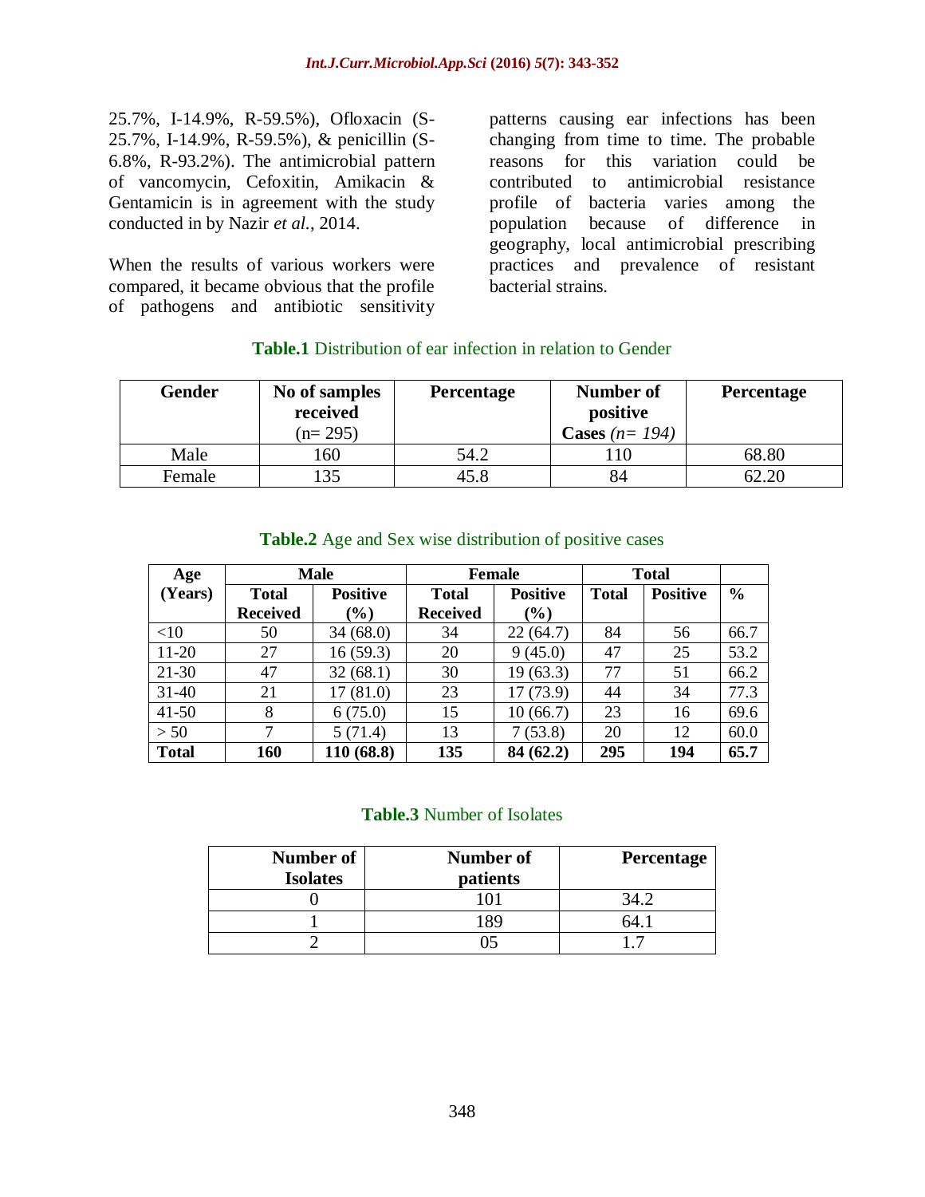25.7%, I-14.9%, R-59.5%), Ofloxacin (S-25.7%, I-14.9%, R-59.5%), & penicillin (S-6.8%, R-93.2%). The antimicrobial pattern of vancomycin, Cefoxitin, Amikacin & Gentamicin is in agreement with the study conducted in by Nazir *et al.*, 2014.

When the results of various workers were compared, it became obvious that the profile of pathogens and antibiotic sensitivity patterns causing ear infections has been changing from time to time. The probable reasons for this variation could be contributed to antimicrobial resistance profile of bacteria varies among the population because of difference in geography, local antimicrobial prescribing practices and prevalence of resistant bacterial strains.

**Table.1** Distribution of ear infection in relation to Gender

| Gender | No of samples received (n= 295) | Percentage | Number of positive Cases *(n= 194)* | Percentage |
|---|---|---|---|---|
| Male | 160 | 54.2 | 110 | 68.80 |
| Female | 135 | 45.8 | 84 | 62.20 |

**Table.2** Age and Sex wise distribution of positive cases

| Age (Years) | Male | | Female | | Total | | |
|---|---|---|---|---|---|---|---|
| | Total Received | Positive (%) | Total Received | Positive (%) | Total | Positive | % |
| <10 | 50 | 34 (68.0) | 34 | 22 (64.7) | 84 | 56 | 66.7 |
| 11-20 | 27 | 16 (59.3) | 20 | 9 (45.0) | 47 | 25 | 53.2 |
| 21-30 | 47 | 32 (68.1) | 30 | 19 (63.3) | 77 | 51 | 66.2 |
| 31-40 | 21 | 17 (81.0) | 23 | 17 (73.9) | 44 | 34 | 77.3 |
| 41-50 | 8 | 6 (75.0) | 15 | 10 (66.7) | 23 | 16 | 69.6 |
| > 50 | 7 | 5 (71.4) | 13 | 7 (53.8) | 20 | 12 | 60.0 |
| **Total** | **160** | **110 (68.8)** | **135** | **84 (62.2)** | **295** | **194** | **65.7** |

**Table.3** Number of Isolates

| Number of Isolates | Number of patients | Percentage |
|---|---|---|
| 0 | 101 | 34.2 |
| 1 | 189 | 64.1 |
| 2 | 05 | 1.7 |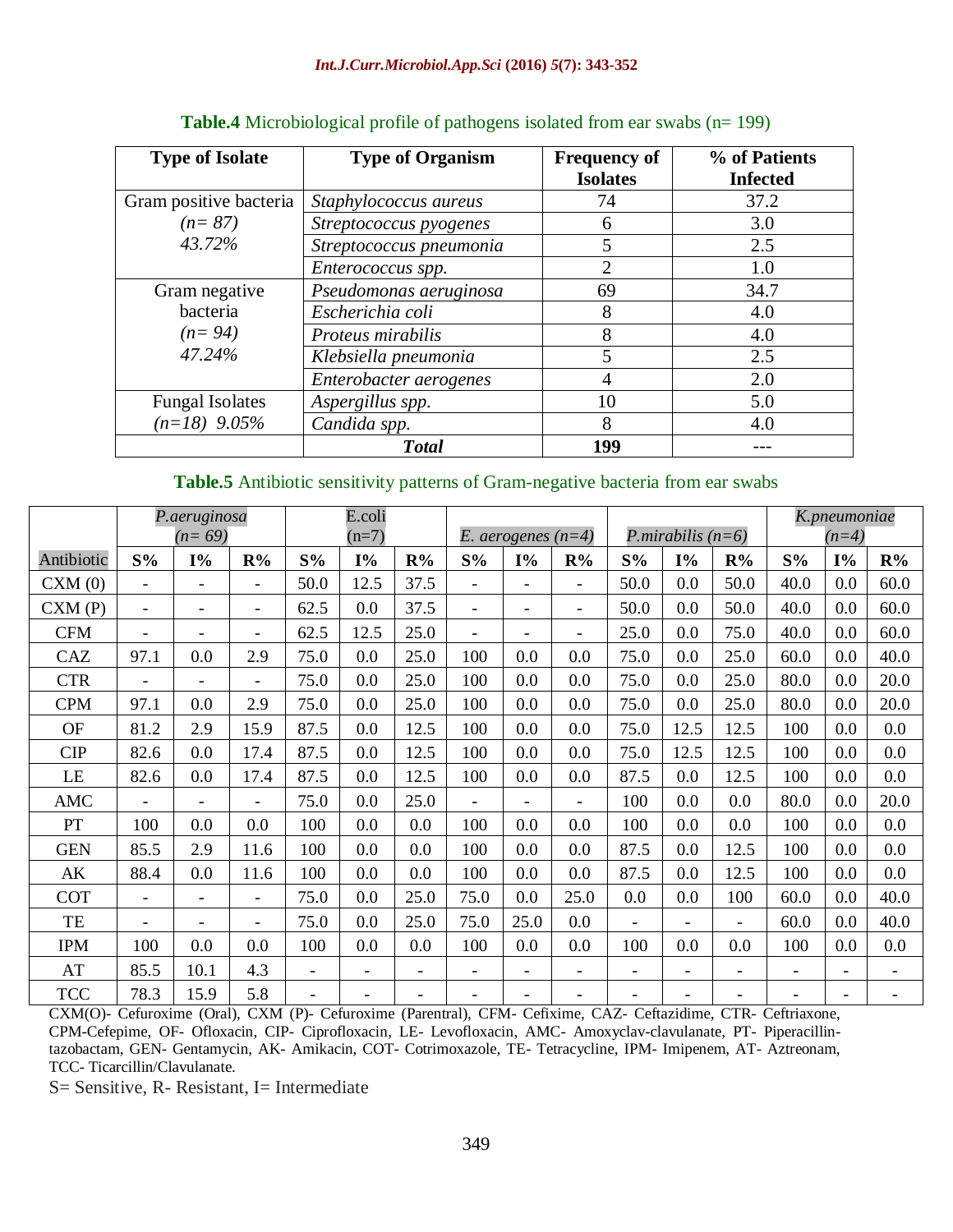**Table.4** Microbiological profile of pathogens isolated from ear swabs (n= 199)

| Type of Isolate | Type of Organism | Frequency of Isolates | % of Patients Infected |
|---|---|---|---|
| Gram positive bacteria *(n= 87) 43.72%* | *Staphylococcus aureus* | 74 | 37.2 |
| | *Streptococcus pyogenes* | 6 | 3.0 |
| | *Streptococcus pneumonia* | 5 | 2.5 |
| | *Enterococcus spp.* | 2 | 1.0 |
| Gram negative bacteria *(n= 94) 47.24%* | *Pseudomonas aeruginosa* | 69 | 34.7 |
| | *Escherichia coli* | 8 | 4.0 |
| | *Proteus mirabilis* | 8 | 4.0 |
| | *Klebsiella pneumonia* | 5 | 2.5 |
| | *Enterobacter aerogenes* | 4 | 2.0 |
| Fungal Isolates *(n=18) 9.05%* | *Aspergillus spp.* | 10 | 5.0 |
| | *Candida spp.* | 8 | 4.0 |
| | ***Total*** | **199** | --- |

**Table.5** Antibiotic sensitivity patterns of Gram-negative bacteria from ear swabs

| | *P.aeruginosa (n= 69)* | | | E.coli (n=7) | | | *E. aerogenes (n=4)* | | | *P.mirabilis (n=6)* | | | *K.pneumoniae (n=4)* | | |
|---|---|---|---|---|---|---|---|---|---|---|---|---|---|---|---|
| Antibiotic | **S%** | **I%** | **R%** | **S%** | **I%** | **R%** | **S%** | **I%** | **R%** | **S%** | **I%** | **R%** | **S%** | **I%** | **R%** |
| CXM (0) | - | - | - | 50.0 | 12.5 | 37.5 | - | - | - | 50.0 | 0.0 | 50.0 | 40.0 | 0.0 | 60.0 |
| CXM (P) | - | - | - | 62.5 | 0.0 | 37.5 | - | - | - | 50.0 | 0.0 | 50.0 | 40.0 | 0.0 | 60.0 |
| CFM | - | - | - | 62.5 | 12.5 | 25.0 | - | - | - | 25.0 | 0.0 | 75.0 | 40.0 | 0.0 | 60.0 |
| CAZ | 97.1 | 0.0 | 2.9 | 75.0 | 0.0 | 25.0 | 100 | 0.0 | 0.0 | 75.0 | 0.0 | 25.0 | 60.0 | 0.0 | 40.0 |
| CTR | - | - | - | 75.0 | 0.0 | 25.0 | 100 | 0.0 | 0.0 | 75.0 | 0.0 | 25.0 | 80.0 | 0.0 | 20.0 |
| CPM | 97.1 | 0.0 | 2.9 | 75.0 | 0.0 | 25.0 | 100 | 0.0 | 0.0 | 75.0 | 0.0 | 25.0 | 80.0 | 0.0 | 20.0 |
| OF | 81.2 | 2.9 | 15.9 | 87.5 | 0.0 | 12.5 | 100 | 0.0 | 0.0 | 75.0 | 12.5 | 12.5 | 100 | 0.0 | 0.0 |
| CIP | 82.6 | 0.0 | 17.4 | 87.5 | 0.0 | 12.5 | 100 | 0.0 | 0.0 | 75.0 | 12.5 | 12.5 | 100 | 0.0 | 0.0 |
| LE | 82.6 | 0.0 | 17.4 | 87.5 | 0.0 | 12.5 | 100 | 0.0 | 0.0 | 87.5 | 0.0 | 12.5 | 100 | 0.0 | 0.0 |
| AMC | - | - | - | 75.0 | 0.0 | 25.0 | - | - | - | 100 | 0.0 | 0.0 | 80.0 | 0.0 | 20.0 |
| PT | 100 | 0.0 | 0.0 | 100 | 0.0 | 0.0 | 100 | 0.0 | 0.0 | 100 | 0.0 | 0.0 | 100 | 0.0 | 0.0 |
| GEN | 85.5 | 2.9 | 11.6 | 100 | 0.0 | 0.0 | 100 | 0.0 | 0.0 | 87.5 | 0.0 | 12.5 | 100 | 0.0 | 0.0 |
| AK | 88.4 | 0.0 | 11.6 | 100 | 0.0 | 0.0 | 100 | 0.0 | 0.0 | 87.5 | 0.0 | 12.5 | 100 | 0.0 | 0.0 |
| COT | - | - | - | 75.0 | 0.0 | 25.0 | 75.0 | 0.0 | 25.0 | 0.0 | 0.0 | 100 | 60.0 | 0.0 | 40.0 |
| TE | - | - | - | 75.0 | 0.0 | 25.0 | 75.0 | 25.0 | 0.0 | - | - | - | 60.0 | 0.0 | 40.0 |
| IPM | 100 | 0.0 | 0.0 | 100 | 0.0 | 0.0 | 100 | 0.0 | 0.0 | 100 | 0.0 | 0.0 | 100 | 0.0 | 0.0 |
| AT | 85.5 | 10.1 | 4.3 | - | - | - | - | - | - | - | - | - | - | - | - |
| TCC | 78.3 | 15.9 | 5.8 | - | - | - | - | - | - | - | - | - | - | - | - |

CXM(O)- Cefuroxime (Oral), CXM (P)- Cefuroxime (Parentral), CFM- Cefixime, CAZ- Ceftazidime, CTR- Ceftriaxone, CPM-Cefepime, OF- Ofloxacin, CIP- Ciprofloxacin, LE- Levofloxacin, AMC- Amoxyclav-clavulanate, PT- Piperacillin-tazobactam, GEN- Gentamycin, AK- Amikacin, COT- Cotrimoxazole, TE- Tetracycline, IPM- Imipenem, AT- Aztreonam, TCC- Ticarcillin/Clavulanate.

S= Sensitive, R- Resistant, I= Intermediate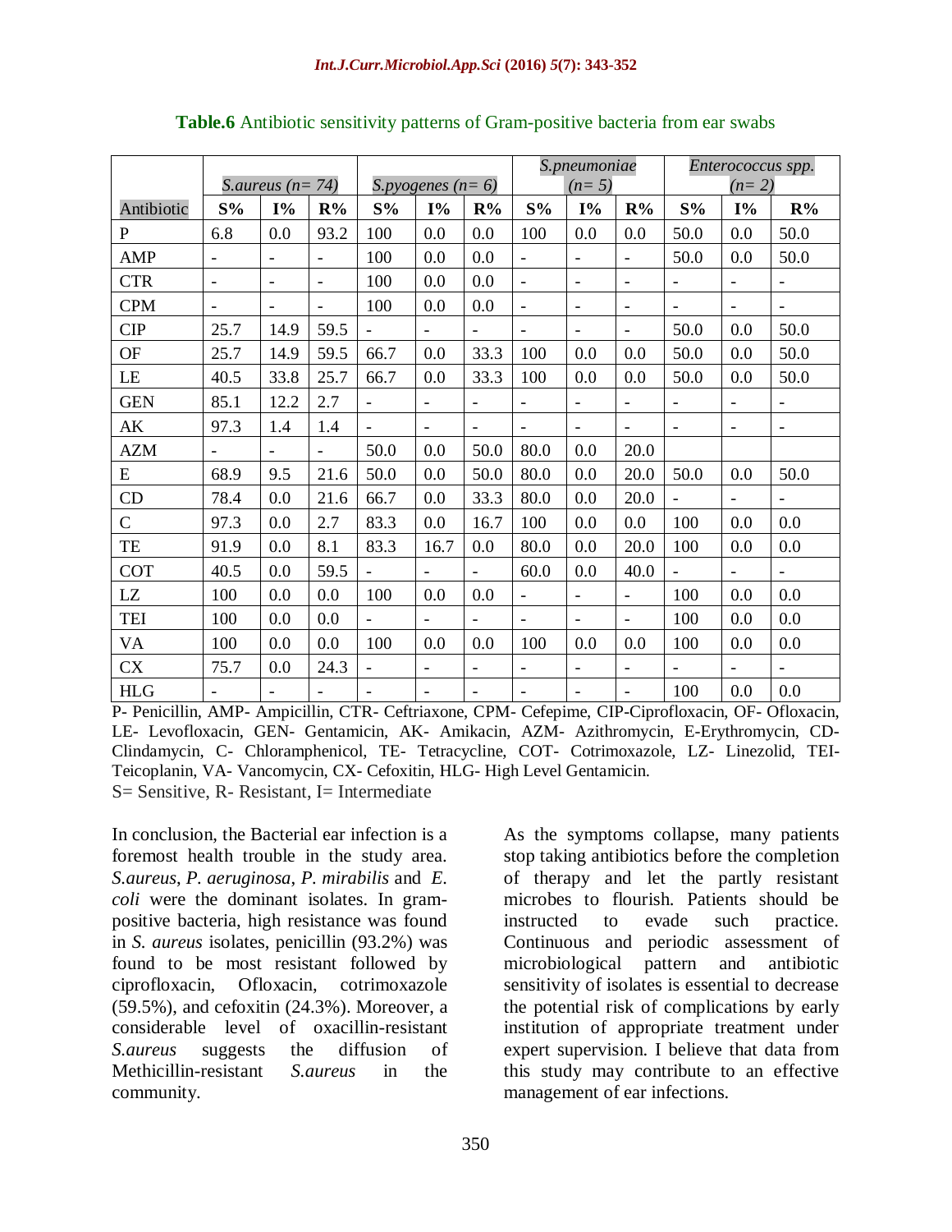**Table.6** Antibiotic sensitivity patterns of Gram-positive bacteria from ear swabs

| | *S.aureus (n= 74)* | | | *S.pyogenes (n= 6)* | | | *S.pneumoniae (n= 5)* | | | *Enterococcus spp. (n= 2)* | | |
|---|---|---|---|---|---|---|---|---|---|---|---|---|
| Antibiotic | **S%** | **I%** | **R%** | **S%** | **I%** | **R%** | **S%** | **I%** | **R%** | **S%** | **I%** | **R%** |
| P | 6.8 | 0.0 | 93.2 | 100 | 0.0 | 0.0 | 100 | 0.0 | 0.0 | 50.0 | 0.0 | 50.0 |
| AMP | - | - | - | 100 | 0.0 | 0.0 | - | - | - | 50.0 | 0.0 | 50.0 |
| CTR | - | - | - | 100 | 0.0 | 0.0 | - | - | - | - | - | - |
| CPM | - | - | - | 100 | 0.0 | 0.0 | - | - | - | - | - | - |
| CIP | 25.7 | 14.9 | 59.5 | - | - | - | - | - | - | 50.0 | 0.0 | 50.0 |
| OF | 25.7 | 14.9 | 59.5 | 66.7 | 0.0 | 33.3 | 100 | 0.0 | 0.0 | 50.0 | 0.0 | 50.0 |
| LE | 40.5 | 33.8 | 25.7 | 66.7 | 0.0 | 33.3 | 100 | 0.0 | 0.0 | 50.0 | 0.0 | 50.0 |
| GEN | 85.1 | 12.2 | 2.7 | - | - | - | - | - | - | - | - | - |
| AK | 97.3 | 1.4 | 1.4 | - | - | - | - | - | - | - | - | - |
| AZM | - | - | - | 50.0 | 0.0 | 50.0 | 80.0 | 0.0 | 20.0 | | | |
| E | 68.9 | 9.5 | 21.6 | 50.0 | 0.0 | 50.0 | 80.0 | 0.0 | 20.0 | 50.0 | 0.0 | 50.0 |
| CD | 78.4 | 0.0 | 21.6 | 66.7 | 0.0 | 33.3 | 80.0 | 0.0 | 20.0 | - | - | - |
| C | 97.3 | 0.0 | 2.7 | 83.3 | 0.0 | 16.7 | 100 | 0.0 | 0.0 | 100 | 0.0 | 0.0 |
| TE | 91.9 | 0.0 | 8.1 | 83.3 | 16.7 | 0.0 | 80.0 | 0.0 | 20.0 | 100 | 0.0 | 0.0 |
| COT | 40.5 | 0.0 | 59.5 | - | - | - | 60.0 | 0.0 | 40.0 | - | - | - |
| LZ | 100 | 0.0 | 0.0 | 100 | 0.0 | 0.0 | - | - | - | 100 | 0.0 | 0.0 |
| TEI | 100 | 0.0 | 0.0 | - | - | - | - | - | - | 100 | 0.0 | 0.0 |
| VA | 100 | 0.0 | 0.0 | 100 | 0.0 | 0.0 | 100 | 0.0 | 0.0 | 100 | 0.0 | 0.0 |
| CX | 75.7 | 0.0 | 24.3 | - | - | - | - | - | - | - | - | - |
| HLG | - | - | - | - | - | - | - | - | - | 100 | 0.0 | 0.0 |

P- Penicillin, AMP- Ampicillin, CTR- Ceftriaxone, CPM- Cefepime, CIP-Ciprofloxacin, OF- Ofloxacin, LE- Levofloxacin, GEN- Gentamicin, AK- Amikacin, AZM- Azithromycin, E-Erythromycin, CD-Clindamycin, C- Chloramphenicol, TE- Tetracycline, COT- Cotrimoxazole, LZ- Linezolid, TEI-Teicoplanin, VA- Vancomycin, CX- Cefoxitin, HLG- High Level Gentamicin.
S= Sensitive, R- Resistant, I= Intermediate

In conclusion, the Bacterial ear infection is a foremost health trouble in the study area. *S.aureus*, *P. aeruginosa*, *P. mirabilis* and *E. coli* were the dominant isolates. In gram-positive bacteria, high resistance was found in *S. aureus* isolates, penicillin (93.2%) was found to be most resistant followed by ciprofloxacin, Ofloxacin, cotrimoxazole (59.5%), and cefoxitin (24.3%). Moreover, a considerable level of oxacillin-resistant *S.aureus* suggests the diffusion of Methicillin-resistant *S.aureus* in the community.

As the symptoms collapse, many patients stop taking antibiotics before the completion of therapy and let the partly resistant microbes to flourish. Patients should be instructed to evade such practice. Continuous and periodic assessment of microbiological pattern and antibiotic sensitivity of isolates is essential to decrease the potential risk of complications by early institution of appropriate treatment under expert supervision. I believe that data from this study may contribute to an effective management of ear infections.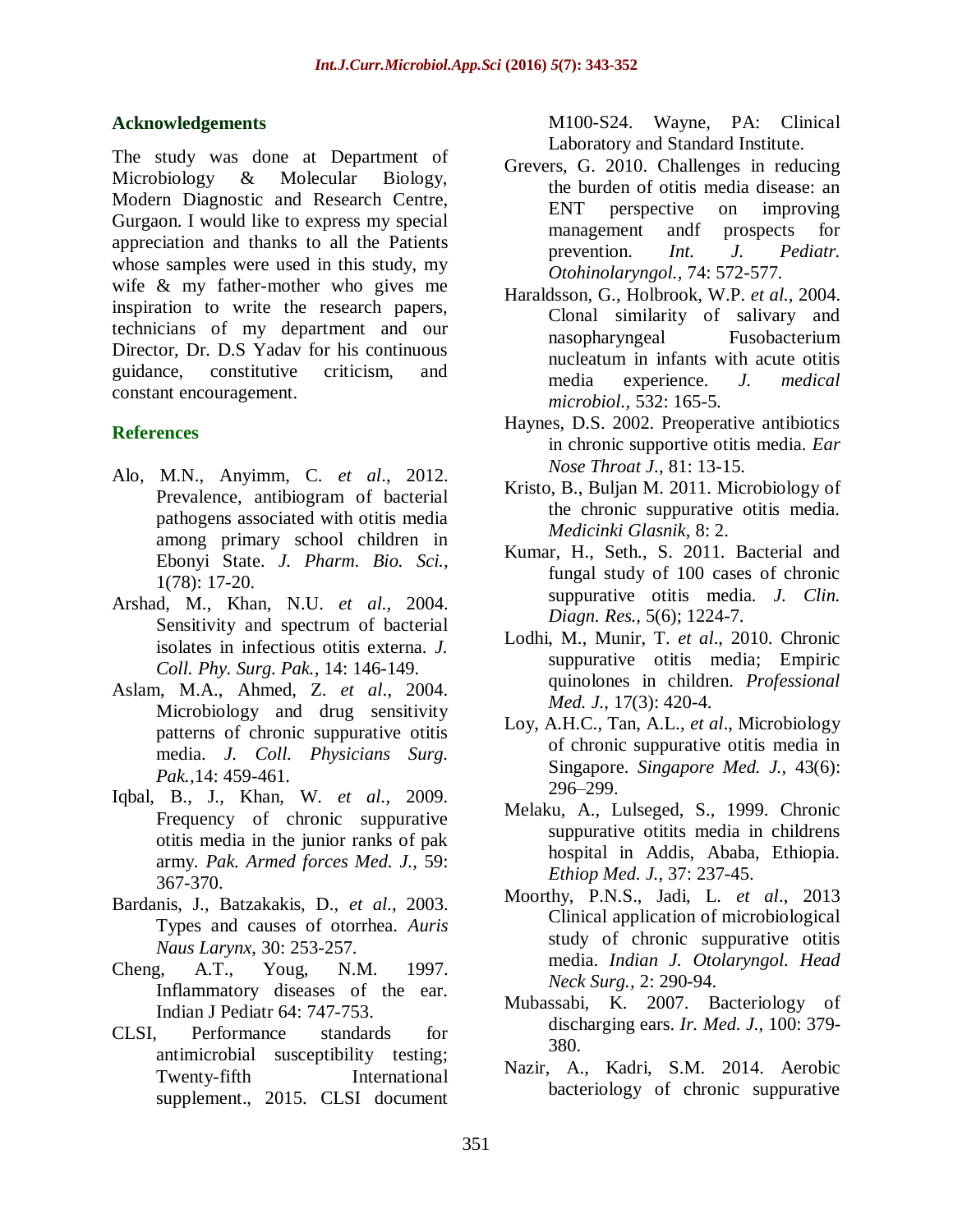## Acknowledgements

The study was done at Department of Microbiology & Molecular Biology, Modern Diagnostic and Research Centre, Gurgaon. I would like to express my special appreciation and thanks to all the Patients whose samples were used in this study, my wife & my father-mother who gives me inspiration to write the research papers, technicians of my department and our Director, Dr. D.S Yadav for his continuous guidance, constitutive criticism, and constant encouragement.

## References

Alo, M.N., Anyimm, C. *et al*., 2012. Prevalence, antibiogram of bacterial pathogens associated with otitis media among primary school children in Ebonyi State. *J. Pharm. Bio. Sci.,* 1(78): 17-20.

Arshad, M., Khan, N.U. *et al*., 2004. Sensitivity and spectrum of bacterial isolates in infectious otitis externa. *J. Coll. Phy. Surg. Pak.*, 14: 146-149.

Aslam, M.A., Ahmed, Z. *et al*., 2004. Microbiology and drug sensitivity patterns of chronic suppurative otitis media. *J. Coll. Physicians Surg. Pak.,*14: 459-461.

Iqbal, B., J., Khan, W. *et al.*, 2009. Frequency of chronic suppurative otitis media in the junior ranks of pak army. *Pak. Armed forces Med. J.,* 59: 367-370.

Bardanis, J., Batzakakis, D., *et al*., 2003. Types and causes of otorrhea. *Auris Naus Larynx*, 30: 253-257.

Cheng, A.T., Youg, N.M. 1997. Inflammatory diseases of the ear. Indian J Pediatr 64: 747-753.

CLSI, Performance standards for antimicrobial susceptibility testing; Twenty-fifth International supplement., 2015. CLSI document M100-S24. Wayne, PA: Clinical Laboratory and Standard Institute.

Grevers, G. 2010. Challenges in reducing the burden of otitis media disease: an ENT perspective on improving management andf prospects for prevention. *Int. J. Pediatr. Otohinolaryngol.,* 74: 572-577.

Haraldsson, G., Holbrook, W.P. *et al.*, 2004. Clonal similarity of salivary and nasopharyngeal Fusobacterium nucleatum in infants with acute otitis media experience. *J. medical microbiol.,* 532: 165-5.

Haynes, D.S. 2002. Preoperative antibiotics in chronic supportive otitis media. *Ear Nose Throat J*., 81: 13-15.

Kristo, B., Buljan M. 2011. Microbiology of the chronic suppurative otitis media. *Medicinki Glasnik*, 8: 2.

Kumar, H., Seth., S. 2011. Bacterial and fungal study of 100 cases of chronic suppurative otitis media. *J. Clin. Diagn. Res.,* 5(6); 1224-7.

Lodhi, M., Munir, T. *et al*., 2010. Chronic suppurative otitis media; Empiric quinolones in children. *Professional Med. J.*, 17(3): 420-4.

Loy, A.H.C., Tan, A.L., *et al*., Microbiology of chronic suppurative otitis media in Singapore. *Singapore Med. J.*, 43(6): 296–299.

Melaku, A., Lulseged, S., 1999. Chronic suppurative otitits media in childrens hospital in Addis, Ababa, Ethiopia. *Ethiop Med. J.,* 37: 237-45.

Moorthy, P.N.S., Jadi, L. *et al*., 2013 Clinical application of microbiological study of chronic suppurative otitis media. *Indian J. Otolaryngol. Head Neck Surg.,* 2: 290-94.

Mubassabi, K. 2007. Bacteriology of discharging ears. *Ir. Med. J.,* 100: 379-380.

Nazir, A., Kadri, S.M. 2014. Aerobic bacteriology of chronic suppurative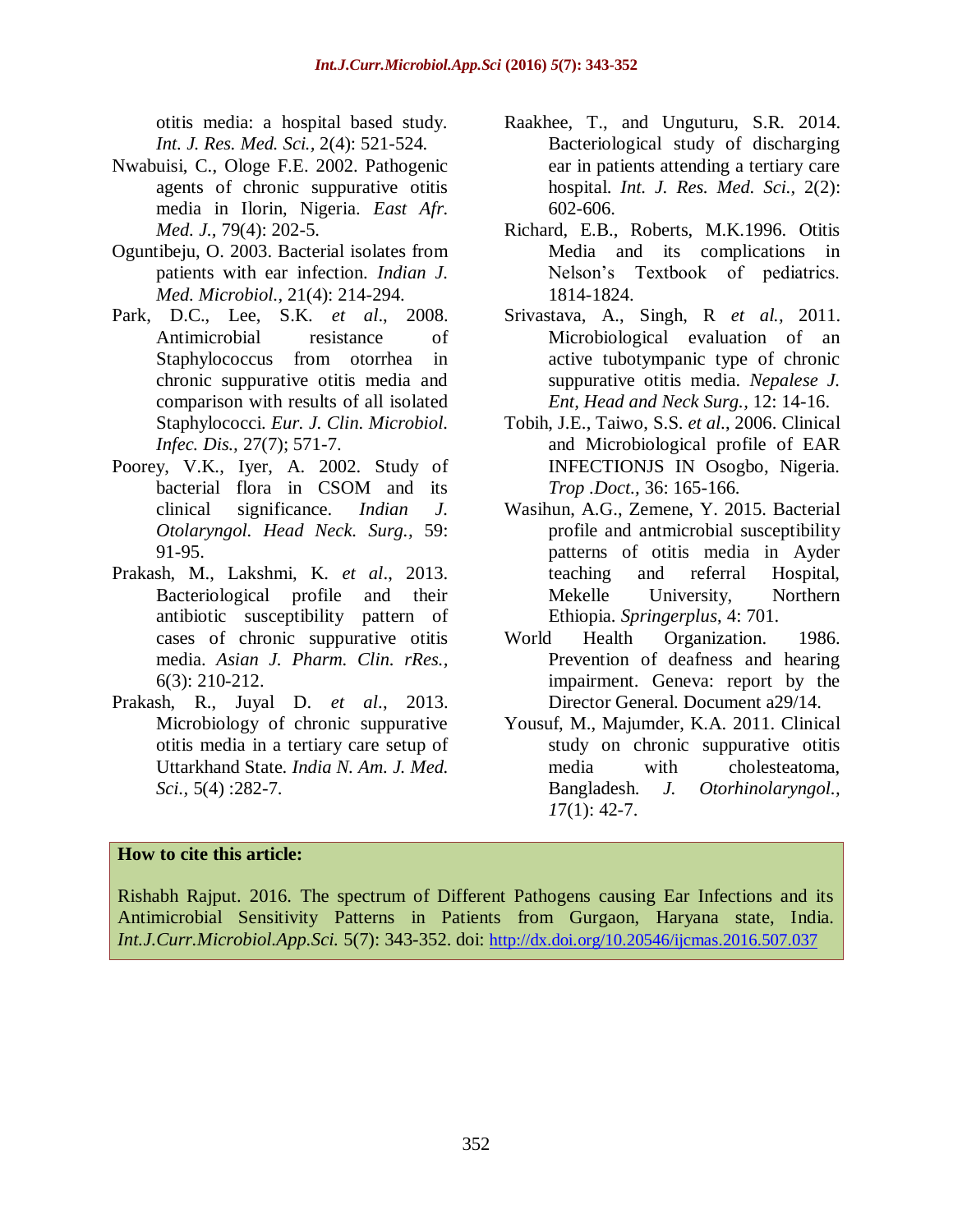otitis media: a hospital based study. *Int. J. Res. Med. Sci.,* 2(4): 521-524.

Nwabuisi, C., Ologe F.E. 2002. Pathogenic agents of chronic suppurative otitis media in Ilorin, Nigeria. *East Afr. Med. J.,* 79(4): 202-5.

Oguntibeju, O. 2003. Bacterial isolates from patients with ear infection. *Indian J. Med. Microbiol.,* 21(4): 214-294.

Park, D.C., Lee, S.K. *et al*., 2008. Antimicrobial resistance of Staphylococcus from otorrhea in chronic suppurative otitis media and comparison with results of all isolated Staphylococci. *Eur. J. Clin. Microbiol. Infec. Dis.,* 27(7); 571-7.

Poorey, V.K., Iyer, A. 2002. Study of bacterial flora in CSOM and its clinical significance. *Indian J. Otolaryngol. Head Neck. Surg.,* 59: 91-95.

Prakash, M., Lakshmi, K. *et al*., 2013. Bacteriological profile and their antibiotic susceptibility pattern of cases of chronic suppurative otitis media. *Asian J. Pharm. Clin. rRes.,* 6(3): 210-212.

Prakash, R., Juyal D. *et al*., 2013. Microbiology of chronic suppurative otitis media in a tertiary care setup of Uttarkhand State. *India N. Am. J. Med. Sci.,* 5(4) :282-7.

Raakhee, T., and Unguturu, S.R. 2014. Bacteriological study of discharging ear in patients attending a tertiary care hospital. *Int. J. Res. Med. Sci.,* 2(2): 602-606.

Richard, E.B., Roberts, M.K.1996. Otitis Media and its complications in Nelson's Textbook of pediatrics. 1814-1824.

Srivastava, A., Singh, R *et al.,* 2011. Microbiological evaluation of an active tubotympanic type of chronic suppurative otitis media. *Nepalese J. Ent, Head and Neck Surg.,* 12: 14-16.

Tobih, J.E., Taiwo, S.S. *et al*., 2006. Clinical and Microbiological profile of EAR INFECTIONJS IN Osogbo, Nigeria. *Trop .Doct.,* 36: 165-166.

Wasihun, A.G., Zemene, Y. 2015. Bacterial profile and antmicrobial susceptibility patterns of otitis media in Ayder teaching and referral Hospital, Mekelle University, Northern Ethiopia. *Springerplus,* 4: 701.

World Health Organization. 1986. Prevention of deafness and hearing impairment. Geneva: report by the Director General. Document a29/14.

Yousuf, M., Majumder, K.A. 2011. Clinical study on chronic suppurative otitis media with cholesteatoma, Bangladesh. *J. Otorhinolaryngol., 17*(1): 42-7.

**How to cite this article:**

Rishabh Rajput. 2016. The spectrum of Different Pathogens causing Ear Infections and its Antimicrobial Sensitivity Patterns in Patients from Gurgaon, Haryana state, India. *Int.J.Curr.Microbiol.App.Sci.* 5(7): 343-352. doi: http://dx.doi.org/10.20546/ijcmas.2016.507.037